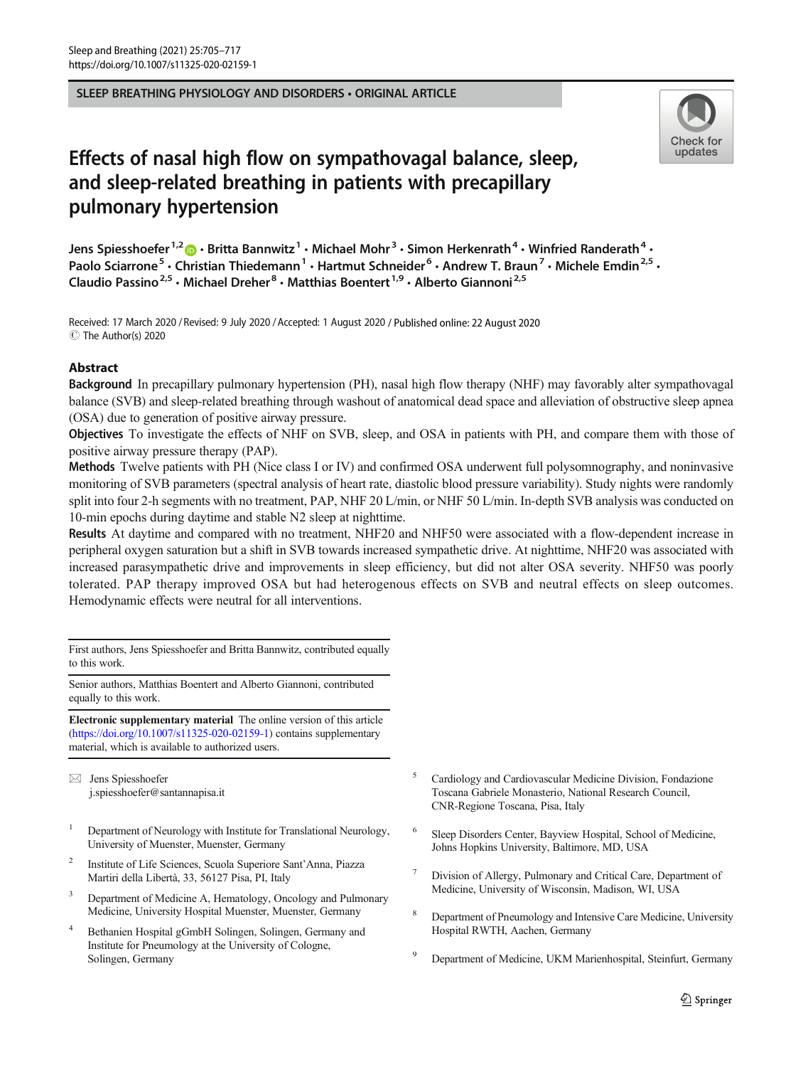SLEEP BREATHING PHYSIOLOGY AND DISORDERS • ORIGINAL ARTICLE

# Effects of nasal high flow on sympathovagal balance, sleep, and sleep-related breathing in patients with precapillary pulmonary hypertension

Jens Spiesshoefer[1,2] • Britta Bannwitz[1] • Michael Mohr[3] • Simon Herkenrath[4] • Winfried Randerath[4] • Paolo Sciarrone[5] • Christian Thiedemann[1] • Hartmut Schneider[6] • Andrew T. Braun[7] • Michele Emdin[2,5] • Claudio Passino[2,5] • Michael Dreher[8] • Matthias Boentert[1,9] • Alberto Giannoni[2,5]

Received: 17 March 2020 / Revised: 9 July 2020 / Accepted: 1 August 2020 / Published online: 22 August 2020
© The Author(s) 2020

## Abstract

**Background** In precapillary pulmonary hypertension (PH), nasal high flow therapy (NHF) may favorably alter sympathovagal balance (SVB) and sleep-related breathing through washout of anatomical dead space and alleviation of obstructive sleep apnea (OSA) due to generation of positive airway pressure.

**Objectives** To investigate the effects of NHF on SVB, sleep, and OSA in patients with PH, and compare them with those of positive airway pressure therapy (PAP).

**Methods** Twelve patients with PH (Nice class I or IV) and confirmed OSA underwent full polysomnography, and noninvasive monitoring of SVB parameters (spectral analysis of heart rate, diastolic blood pressure variability). Study nights were randomly split into four 2-h segments with no treatment, PAP, NHF 20 L/min, or NHF 50 L/min. In-depth SVB analysis was conducted on 10-min epochs during daytime and stable N2 sleep at nighttime.

**Results** At daytime and compared with no treatment, NHF20 and NHF50 were associated with a flow-dependent increase in peripheral oxygen saturation but a shift in SVB towards increased sympathetic drive. At nighttime, NHF20 was associated with increased parasympathetic drive and improvements in sleep efficiency, but did not alter OSA severity. NHF50 was poorly tolerated. PAP therapy improved OSA but had heterogenous effects on SVB and neutral effects on sleep outcomes. Hemodynamic effects were neutral for all interventions.

---

First authors, Jens Spiesshoefer and Britta Bannwitz, contributed equally to this work.

Senior authors, Matthias Boentert and Alberto Giannoni, contributed equally to this work.

**Electronic supplementary material** The online version of this article (https://doi.org/10.1007/s11325-020-02159-1) contains supplementary material, which is available to authorized users.

✉ Jens Spiesshoefer
j.spiesshoefer@santannapisa.it

1 Department of Neurology with Institute for Translational Neurology, University of Muenster, Muenster, Germany

2 Institute of Life Sciences, Scuola Superiore Sant'Anna, Piazza Martiri della Libertà, 33, 56127 Pisa, PI, Italy

3 Department of Medicine A, Hematology, Oncology and Pulmonary Medicine, University Hospital Muenster, Muenster, Germany

4 Bethanien Hospital gGmbH Solingen, Solingen, Germany and Institute for Pneumology at the University of Cologne, Solingen, Germany

5 Cardiology and Cardiovascular Medicine Division, Fondazione Toscana Gabriele Monasterio, National Research Council, CNR-Regione Toscana, Pisa, Italy

6 Sleep Disorders Center, Bayview Hospital, School of Medicine, Johns Hopkins University, Baltimore, MD, USA

7 Division of Allergy, Pulmonary and Critical Care, Department of Medicine, University of Wisconsin, Madison, WI, USA

8 Department of Pneumology and Intensive Care Medicine, University Hospital RWTH, Aachen, Germany

9 Department of Medicine, UKM Marienhospital, Steinfurt, Germany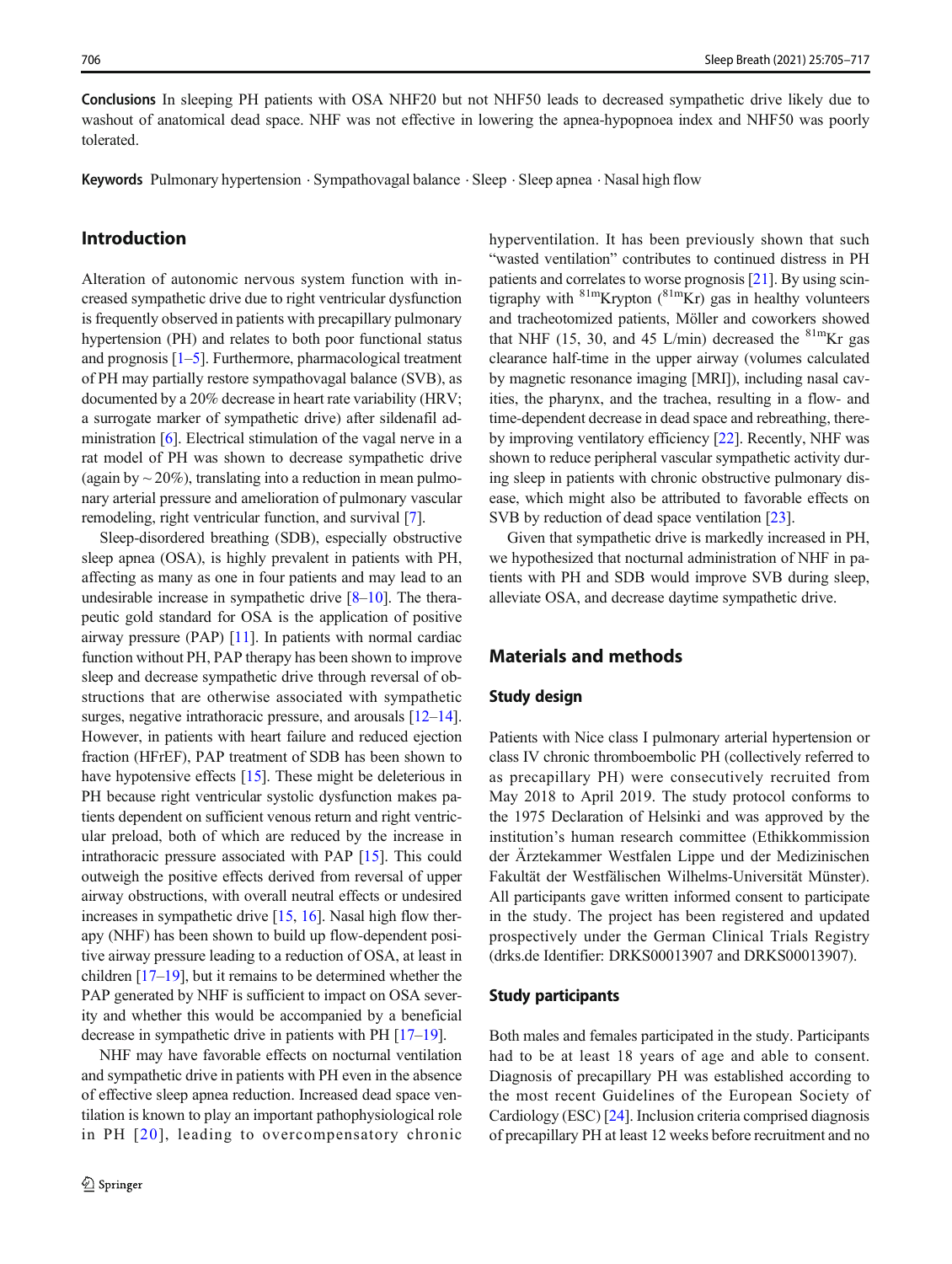**Conclusions** In sleeping PH patients with OSA NHF20 but not NHF50 leads to decreased sympathetic drive likely due to washout of anatomical dead space. NHF was not effective in lowering the apnea-hypopnoea index and NHF50 was poorly tolerated.

**Keywords** Pulmonary hypertension · Sympathovagal balance · Sleep · Sleep apnea · Nasal high flow

## Introduction

Alteration of autonomic nervous system function with increased sympathetic drive due to right ventricular dysfunction is frequently observed in patients with precapillary pulmonary hypertension (PH) and relates to both poor functional status and prognosis [1–5]. Furthermore, pharmacological treatment of PH may partially restore sympathovagal balance (SVB), as documented by a 20% decrease in heart rate variability (HRV; a surrogate marker of sympathetic drive) after sildenafil administration [6]. Electrical stimulation of the vagal nerve in a rat model of PH was shown to decrease sympathetic drive (again by ~ 20%), translating into a reduction in mean pulmonary arterial pressure and amelioration of pulmonary vascular remodeling, right ventricular function, and survival [7].

Sleep-disordered breathing (SDB), especially obstructive sleep apnea (OSA), is highly prevalent in patients with PH, affecting as many as one in four patients and may lead to an undesirable increase in sympathetic drive [8–10]. The therapeutic gold standard for OSA is the application of positive airway pressure (PAP) [11]. In patients with normal cardiac function without PH, PAP therapy has been shown to improve sleep and decrease sympathetic drive through reversal of obstructions that are otherwise associated with sympathetic surges, negative intrathoracic pressure, and arousals [12–14]. However, in patients with heart failure and reduced ejection fraction (HFrEF), PAP treatment of SDB has been shown to have hypotensive effects [15]. These might be deleterious in PH because right ventricular systolic dysfunction makes patients dependent on sufficient venous return and right ventricular preload, both of which are reduced by the increase in intrathoracic pressure associated with PAP [15]. This could outweigh the positive effects derived from reversal of upper airway obstructions, with overall neutral effects or undesired increases in sympathetic drive [15, 16]. Nasal high flow therapy (NHF) has been shown to build up flow-dependent positive airway pressure leading to a reduction of OSA, at least in children [17–19], but it remains to be determined whether the PAP generated by NHF is sufficient to impact on OSA severity and whether this would be accompanied by a beneficial decrease in sympathetic drive in patients with PH [17–19].

NHF may have favorable effects on nocturnal ventilation and sympathetic drive in patients with PH even in the absence of effective sleep apnea reduction. Increased dead space ventilation is known to play an important pathophysiological role in PH [20], leading to overcompensatory chronic hyperventilation. It has been previously shown that such "wasted ventilation" contributes to continued distress in PH patients and correlates to worse prognosis [21]. By using scintigraphy with $^{81m}$Krypton ($^{81m}$Kr) gas in healthy volunteers and tracheotomized patients, Möller and coworkers showed that NHF (15, 30, and 45 L/min) decreased the $^{81m}$Kr gas clearance half-time in the upper airway (volumes calculated by magnetic resonance imaging [MRI]), including nasal cavities, the pharynx, and the trachea, resulting in a flow- and time-dependent decrease in dead space and rebreathing, thereby improving ventilatory efficiency [22]. Recently, NHF was shown to reduce peripheral vascular sympathetic activity during sleep in patients with chronic obstructive pulmonary disease, which might also be attributed to favorable effects on SVB by reduction of dead space ventilation [23].

Given that sympathetic drive is markedly increased in PH, we hypothesized that nocturnal administration of NHF in patients with PH and SDB would improve SVB during sleep, alleviate OSA, and decrease daytime sympathetic drive.

## Materials and methods

### Study design

Patients with Nice class I pulmonary arterial hypertension or class IV chronic thromboembolic PH (collectively referred to as precapillary PH) were consecutively recruited from May 2018 to April 2019. The study protocol conforms to the 1975 Declaration of Helsinki and was approved by the institution's human research committee (Ethikkommission der Ärztekammer Westfalen Lippe und der Medizinischen Fakultät der Westfälischen Wilhelms-Universität Münster). All participants gave written informed consent to participate in the study. The project has been registered and updated prospectively under the German Clinical Trials Registry (drks.de Identifier: DRKS00013907 and DRKS00013907).

### Study participants

Both males and females participated in the study. Participants had to be at least 18 years of age and able to consent. Diagnosis of precapillary PH was established according to the most recent Guidelines of the European Society of Cardiology (ESC) [24]. Inclusion criteria comprised diagnosis of precapillary PH at least 12 weeks before recruitment and no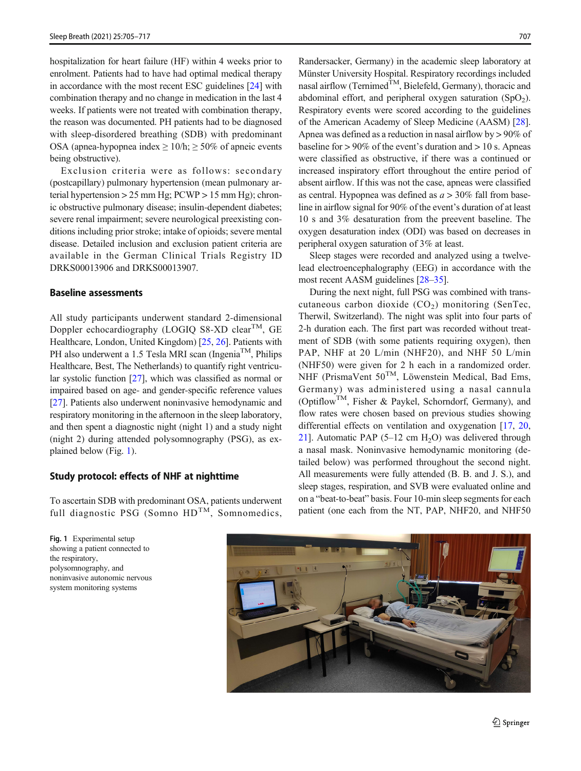hospitalization for heart failure (HF) within 4 weeks prior to enrolment. Patients had to have had optimal medical therapy in accordance with the most recent ESC guidelines [24] with combination therapy and no change in medication in the last 4 weeks. If patients were not treated with combination therapy, the reason was documented. PH patients had to be diagnosed with sleep-disordered breathing (SDB) with predominant OSA (apnea-hypopnea index ≥ 10/h; ≥ 50% of apneic events being obstructive).

Exclusion criteria were as follows: secondary (postcapillary) pulmonary hypertension (mean pulmonary arterial hypertension > 25 mm Hg; PCWP > 15 mm Hg); chronic obstructive pulmonary disease; insulin-dependent diabetes; severe renal impairment; severe neurological preexisting conditions including prior stroke; intake of opioids; severe mental disease. Detailed inclusion and exclusion patient criteria are available in the German Clinical Trials Registry ID DRKS00013906 and DRKS00013907.

### Baseline assessments

All study participants underwent standard 2-dimensional Doppler echocardiography (LOGIQ S8-XD clear™, GE Healthcare, London, United Kingdom) [25, 26]. Patients with PH also underwent a 1.5 Tesla MRI scan (Ingenia™, Philips Healthcare, Best, The Netherlands) to quantify right ventricular systolic function [27], which was classified as normal or impaired based on age- and gender-specific reference values [27]. Patients also underwent noninvasive hemodynamic and respiratory monitoring in the afternoon in the sleep laboratory, and then spent a diagnostic night (night 1) and a study night (night 2) during attended polysomnography (PSG), as explained below (Fig. 1).

### Study protocol: effects of NHF at nighttime

To ascertain SDB with predominant OSA, patients underwent full diagnostic PSG (Somno HD™, Somnomedics, Randersacker, Germany) in the academic sleep laboratory at Münster University Hospital. Respiratory recordings included nasal airflow (Ternimed™, Bielefeld, Germany), thoracic and abdominal effort, and peripheral oxygen saturation ($SpO_2$). Respiratory events were scored according to the guidelines of the American Academy of Sleep Medicine (AASM) [28]. Apnea was defined as a reduction in nasal airflow by > 90% of baseline for > 90% of the event's duration and > 10 s. Apneas were classified as obstructive, if there was a continued or increased inspiratory effort throughout the entire period of absent airflow. If this was not the case, apneas were classified as central. Hypopnea was defined as *a* > 30% fall from baseline in airflow signal for 90% of the event's duration of at least 10 s and 3% desaturation from the preevent baseline. The oxygen desaturation index (ODI) was based on decreases in peripheral oxygen saturation of 3% at least.

Sleep stages were recorded and analyzed using a twelve-lead electroencephalography (EEG) in accordance with the most recent AASM guidelines [28–35].

During the next night, full PSG was combined with transcutaneous carbon dioxide ($CO_2$) monitoring (SenTec, Therwil, Switzerland). The night was split into four parts of 2-h duration each. The first part was recorded without treatment of SDB (with some patients requiring oxygen), then PAP, NHF at 20 L/min (NHF20), and NHF 50 L/min (NHF50) were given for 2 h each in a randomized order. NHF (PrismaVent 50™, Löwenstein Medical, Bad Ems, Germany) was administered using a nasal cannula (Optiflow™, Fisher & Paykel, Schorndorf, Germany), and flow rates were chosen based on previous studies showing differential effects on ventilation and oxygenation [17, 20, 21]. Automatic PAP (5–12 cm $H_2O$) was delivered through a nasal mask. Noninvasive hemodynamic monitoring (detailed below) was performed throughout the second night. All measurements were fully attended (B. B. and J. S.), and sleep stages, respiration, and SVB were evaluated online and on a "beat-to-beat" basis. Four 10-min sleep segments for each patient (one each from the NT, PAP, NHF20, and NHF50

**Fig. 1** Experimental setup showing a patient connected to the respiratory, polysomnography, and noninvasive autonomic nervous system monitoring systems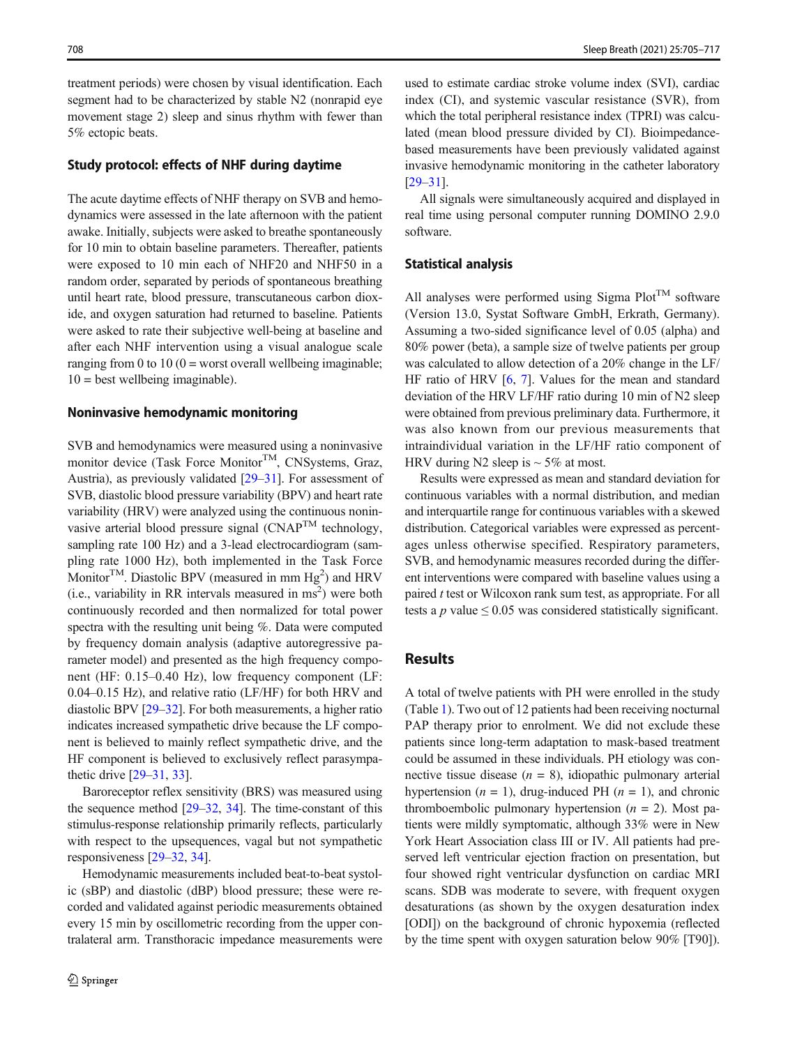treatment periods) were chosen by visual identification. Each segment had to be characterized by stable N2 (nonrapid eye movement stage 2) sleep and sinus rhythm with fewer than 5% ectopic beats.

### Study protocol: effects of NHF during daytime

The acute daytime effects of NHF therapy on SVB and hemodynamics were assessed in the late afternoon with the patient awake. Initially, subjects were asked to breathe spontaneously for 10 min to obtain baseline parameters. Thereafter, patients were exposed to 10 min each of NHF20 and NHF50 in a random order, separated by periods of spontaneous breathing until heart rate, blood pressure, transcutaneous carbon dioxide, and oxygen saturation had returned to baseline. Patients were asked to rate their subjective well-being at baseline and after each NHF intervention using a visual analogue scale ranging from 0 to 10 (0 = worst overall wellbeing imaginable; 10 = best wellbeing imaginable).

### Noninvasive hemodynamic monitoring

SVB and hemodynamics were measured using a noninvasive monitor device (Task Force Monitor™, CNSystems, Graz, Austria), as previously validated [29–31]. For assessment of SVB, diastolic blood pressure variability (BPV) and heart rate variability (HRV) were analyzed using the continuous noninvasive arterial blood pressure signal (CNAP™ technology, sampling rate 100 Hz) and a 3-lead electrocardiogram (sampling rate 1000 Hz), both implemented in the Task Force Monitor™. Diastolic BPV (measured in mm $Hg^2$) and HRV (i.e., variability in RR intervals measured in $ms^2$) were both continuously recorded and then normalized for total power spectra with the resulting unit being %. Data were computed by frequency domain analysis (adaptive autoregressive parameter model) and presented as the high frequency component (HF: 0.15–0.40 Hz), low frequency component (LF: 0.04–0.15 Hz), and relative ratio (LF/HF) for both HRV and diastolic BPV [29–32]. For both measurements, a higher ratio indicates increased sympathetic drive because the LF component is believed to mainly reflect sympathetic drive, and the HF component is believed to exclusively reflect parasympathetic drive [29–31, 33].

Baroreceptor reflex sensitivity (BRS) was measured using the sequence method [29–32, 34]. The time-constant of this stimulus-response relationship primarily reflects, particularly with respect to the upsequences, vagal but not sympathetic responsiveness [29–32, 34].

Hemodynamic measurements included beat-to-beat systolic (sBP) and diastolic (dBP) blood pressure; these were recorded and validated against periodic measurements obtained every 15 min by oscillometric recording from the upper contralateral arm. Transthoracic impedance measurements were used to estimate cardiac stroke volume index (SVI), cardiac index (CI), and systemic vascular resistance (SVR), from which the total peripheral resistance index (TPRI) was calculated (mean blood pressure divided by CI). Bioimpedance-based measurements have been previously validated against invasive hemodynamic monitoring in the catheter laboratory [29–31].

All signals were simultaneously acquired and displayed in real time using personal computer running DOMINO 2.9.0 software.

### Statistical analysis

All analyses were performed using Sigma Plot™ software (Version 13.0, Systat Software GmbH, Erkrath, Germany). Assuming a two-sided significance level of 0.05 (alpha) and 80% power (beta), a sample size of twelve patients per group was calculated to allow detection of a 20% change in the LF/HF ratio of HRV [6, 7]. Values for the mean and standard deviation of the HRV LF/HF ratio during 10 min of N2 sleep were obtained from previous preliminary data. Furthermore, it was also known from our previous measurements that intraindividual variation in the LF/HF ratio component of HRV during N2 sleep is ~ 5% at most.

Results were expressed as mean and standard deviation for continuous variables with a normal distribution, and median and interquartile range for continuous variables with a skewed distribution. Categorical variables were expressed as percentages unless otherwise specified. Respiratory parameters, SVB, and hemodynamic measures recorded during the different interventions were compared with baseline values using a paired *t* test or Wilcoxon rank sum test, as appropriate. For all tests a *p* value ≤ 0.05 was considered statistically significant.

## Results

A total of twelve patients with PH were enrolled in the study (Table 1). Two out of 12 patients had been receiving nocturnal PAP therapy prior to enrolment. We did not exclude these patients since long-term adaptation to mask-based treatment could be assumed in these individuals. PH etiology was connective tissue disease ($n$ = 8), idiopathic pulmonary arterial hypertension ($n$ = 1), drug-induced PH ($n$ = 1), and chronic thromboembolic pulmonary hypertension ($n$ = 2). Most patients were mildly symptomatic, although 33% were in New York Heart Association class III or IV. All patients had preserved left ventricular ejection fraction on presentation, but four showed right ventricular dysfunction on cardiac MRI scans. SDB was moderate to severe, with frequent oxygen desaturations (as shown by the oxygen desaturation index [ODI]) on the background of chronic hypoxemia (reflected by the time spent with oxygen saturation below 90% [T90]).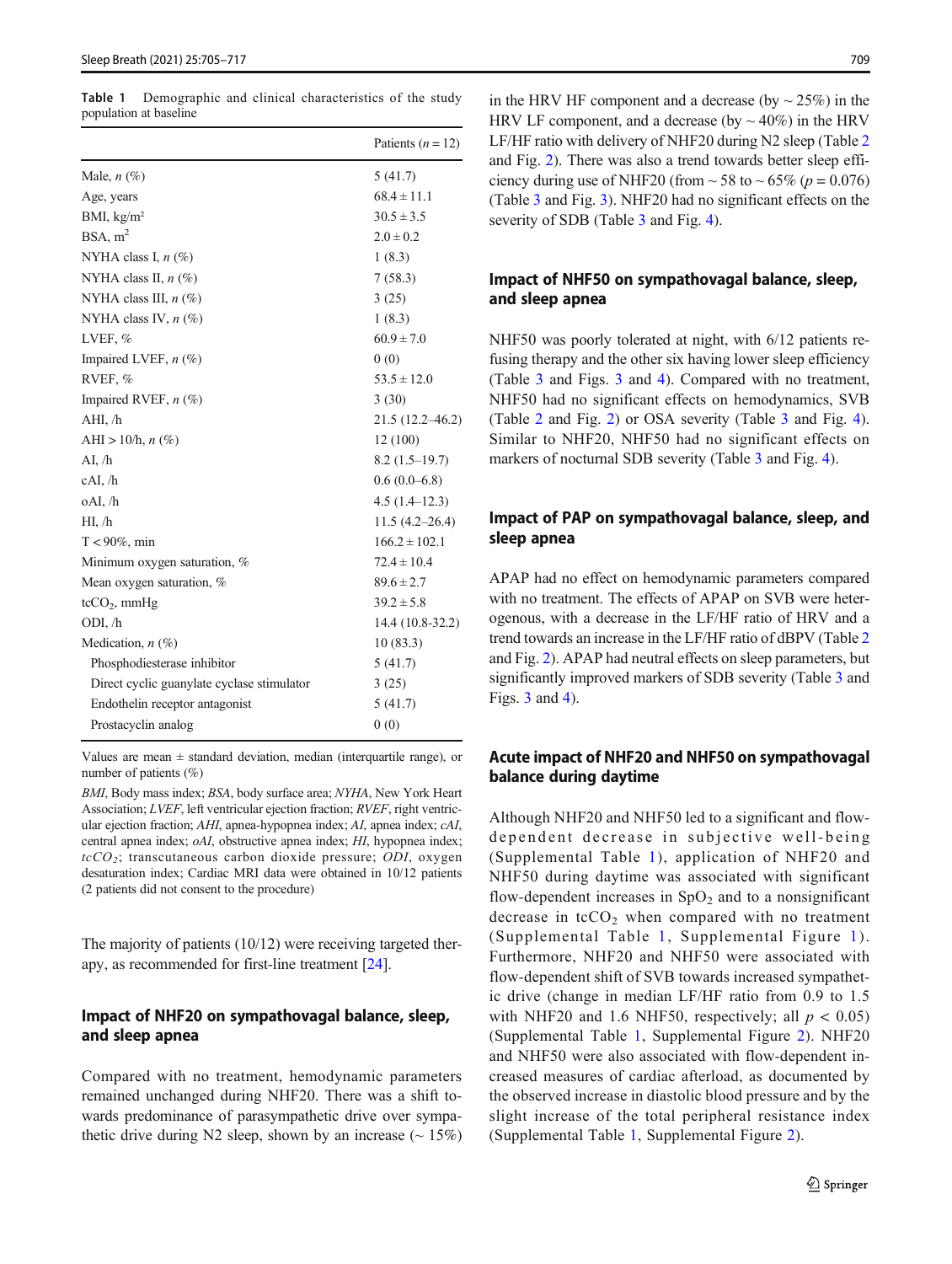**Table 1** Demographic and clinical characteristics of the study population at baseline

| | Patients ($n = 12$) |
|---|---|
| Male, *n* (%) | 5 (41.7) |
| Age, years | 68.4 ± 11.1 |
| BMI, kg/m² | 30.5 ± 3.5 |
| BSA, m$^2$ | 2.0 ± 0.2 |
| NYHA class I, *n* (%) | 1 (8.3) |
| NYHA class II, *n* (%) | 7 (58.3) |
| NYHA class III, *n* (%) | 3 (25) |
| NYHA class IV, *n* (%) | 1 (8.3) |
| LVEF, % | 60.9 ± 7.0 |
| Impaired LVEF, *n* (%) | 0 (0) |
| RVEF, % | 53.5 ± 12.0 |
| Impaired RVEF, *n* (%) | 3 (30) |
| AHI, /h | 21.5 (12.2–46.2) |
| AHI > 10/h, *n* (%) | 12 (100) |
| AI, /h | 8.2 (1.5–19.7) |
| cAI, /h | 0.6 (0.0–6.8) |
| oAI, /h | 4.5 (1.4–12.3) |
| HI, /h | 11.5 (4.2–26.4) |
| T < 90%, min | 166.2 ± 102.1 |
| Minimum oxygen saturation, % | 72.4 ± 10.4 |
| Mean oxygen saturation, % | 89.6 ± 2.7 |
| tc$CO_2$, mmHg | 39.2 ± 5.8 |
| ODI, /h | 14.4 (10.8-32.2) |
| Medication, *n* (%) | 10 (83.3) |
| Phosphodiesterase inhibitor | 5 (41.7) |
| Direct cyclic guanylate cyclase stimulator | 3 (25) |
| Endothelin receptor antagonist | 5 (41.7) |
| Prostacyclin analog | 0 (0) |

Values are mean ± standard deviation, median (interquartile range), or number of patients (%)

*BMI*, Body mass index; *BSA*, body surface area; *NYHA*, New York Heart Association; *LVEF*, left ventricular ejection fraction; *RVEF*, right ventricular ejection fraction; *AHI*, apnea-hypopnea index; *AI*, apnea index; *cAI*, central apnea index; *oAI*, obstructive apnea index; *HI*, hypopnea index; *tc$CO_2$*; transcutaneous carbon dioxide pressure; *ODI*, oxygen desaturation index; Cardiac MRI data were obtained in 10/12 patients (2 patients did not consent to the procedure)

The majority of patients (10/12) were receiving targeted therapy, as recommended for first-line treatment [24].

## Impact of NHF20 on sympathovagal balance, sleep, and sleep apnea

Compared with no treatment, hemodynamic parameters remained unchanged during NHF20. There was a shift towards predominance of parasympathetic drive over sympathetic drive during N2 sleep, shown by an increase (~ 15%) in the HRV HF component and a decrease (by ~ 25%) in the HRV LF component, and a decrease (by ~ 40%) in the HRV LF/HF ratio with delivery of NHF20 during N2 sleep (Table 2 and Fig. 2). There was also a trend towards better sleep efficiency during use of NHF20 (from ~ 58 to ~ 65% ($p = 0.076$) (Table 3 and Fig. 3). NHF20 had no significant effects on the severity of SDB (Table 3 and Fig. 4).

## Impact of NHF50 on sympathovagal balance, sleep, and sleep apnea

NHF50 was poorly tolerated at night, with 6/12 patients refusing therapy and the other six having lower sleep efficiency (Table 3 and Figs. 3 and 4). Compared with no treatment, NHF50 had no significant effects on hemodynamics, SVB (Table 2 and Fig. 2) or OSA severity (Table 3 and Fig. 4). Similar to NHF20, NHF50 had no significant effects on markers of nocturnal SDB severity (Table 3 and Fig. 4).

## Impact of PAP on sympathovagal balance, sleep, and sleep apnea

APAP had no effect on hemodynamic parameters compared with no treatment. The effects of APAP on SVB were heterogenous, with a decrease in the LF/HF ratio of HRV and a trend towards an increase in the LF/HF ratio of dBPV (Table 2 and Fig. 2). APAP had neutral effects on sleep parameters, but significantly improved markers of SDB severity (Table 3 and Figs. 3 and 4).

## Acute impact of NHF20 and NHF50 on sympathovagal balance during daytime

Although NHF20 and NHF50 led to a significant and flow-dependent decrease in subjective well-being (Supplemental Table 1), application of NHF20 and NHF50 during daytime was associated with significant flow-dependent increases in $SpO_2$ and to a nonsignificant decrease in tc$CO_2$ when compared with no treatment (Supplemental Table 1, Supplemental Figure 1). Furthermore, NHF20 and NHF50 were associated with flow-dependent shift of SVB towards increased sympathetic drive (change in median LF/HF ratio from 0.9 to 1.5 with NHF20 and 1.6 NHF50, respectively; all $p < 0.05$) (Supplemental Table 1, Supplemental Figure 2). NHF20 and NHF50 were also associated with flow-dependent increased measures of cardiac afterload, as documented by the observed increase in diastolic blood pressure and by the slight increase of the total peripheral resistance index (Supplemental Table 1, Supplemental Figure 2).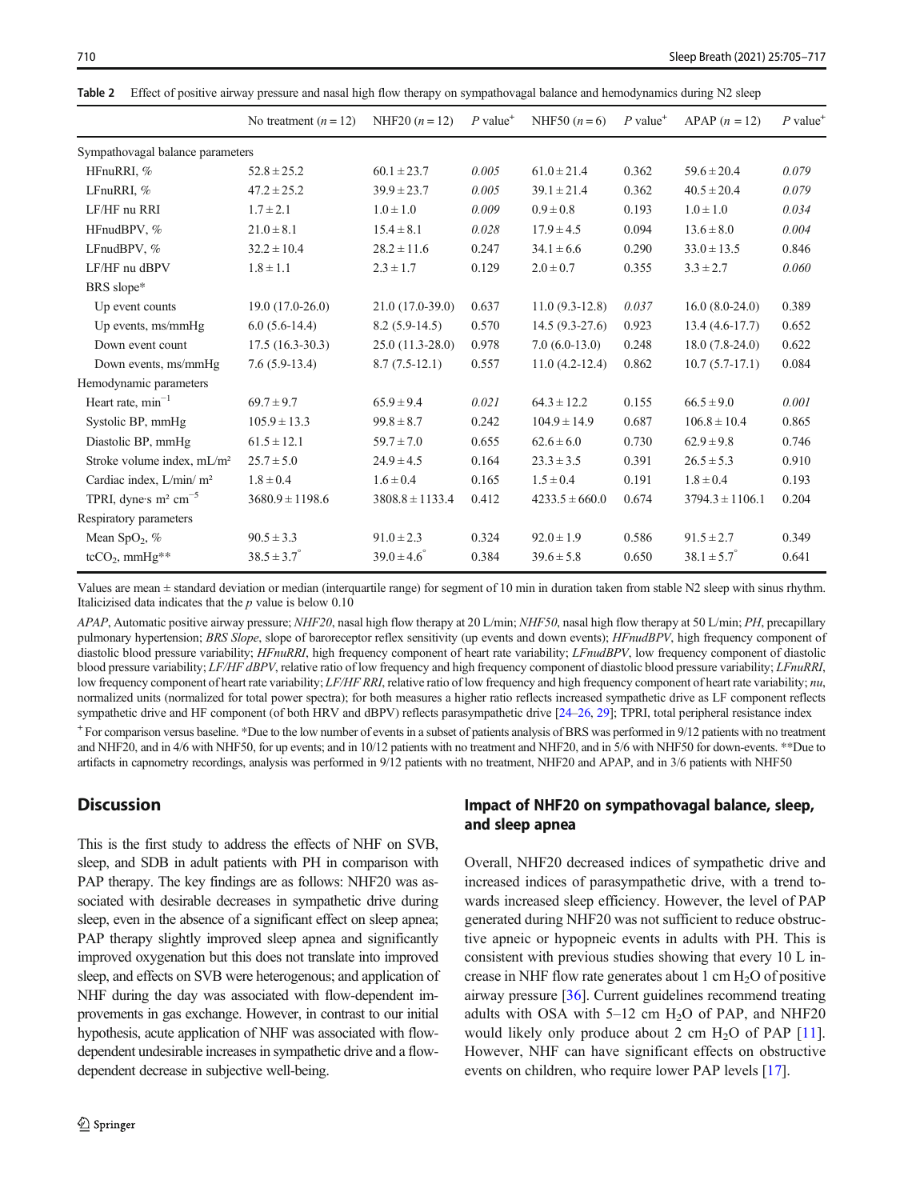**Table 2** Effect of positive airway pressure and nasal high flow therapy on sympathovagal balance and hemodynamics during N2 sleep

| | No treatment ($n = 12$) | NHF20 ($n = 12$) | *P* value[+] | NHF50 ($n = 6$) | *P* value[+] | APAP ($n = 12$) | *P* value[+] |
|---|---|---|---|---|---|---|---|
| Sympathovagal balance parameters | | | | | | | |
| HFnuRRI, % | 52.8 ± 25.2 | 60.1 ± 23.7 | *0.005* | 61.0 ± 21.4 | 0.362 | 59.6 ± 20.4 | *0.079* |
| LFnuRRI, % | 47.2 ± 25.2 | 39.9 ± 23.7 | *0.005* | 39.1 ± 21.4 | 0.362 | 40.5 ± 20.4 | *0.079* |
| LF/HF nu RRI | 1.7 ± 2.1 | 1.0 ± 1.0 | *0.009* | 0.9 ± 0.8 | 0.193 | 1.0 ± 1.0 | *0.034* |
| HFnudBPV, % | 21.0 ± 8.1 | 15.4 ± 8.1 | *0.028* | 17.9 ± 4.5 | 0.094 | 13.6 ± 8.0 | *0.004* |
| LFnudBPV, % | 32.2 ± 10.4 | 28.2 ± 11.6 | 0.247 | 34.1 ± 6.6 | 0.290 | 33.0 ± 13.5 | 0.846 |
| LF/HF nu dBPV | 1.8 ± 1.1 | 2.3 ± 1.7 | 0.129 | 2.0 ± 0.7 | 0.355 | 3.3 ± 2.7 | *0.060* |
| BRS slope* | | | | | | | |
| Up event counts | 19.0 (17.0-26.0) | 21.0 (17.0-39.0) | 0.637 | 11.0 (9.3-12.8) | *0.037* | 16.0 (8.0-24.0) | 0.389 |
| Up events, ms/mmHg | 6.0 (5.6-14.4) | 8.2 (5.9-14.5) | 0.570 | 14.5 (9.3-27.6) | 0.923 | 13.4 (4.6-17.7) | 0.652 |
| Down event count | 17.5 (16.3-30.3) | 25.0 (11.3-28.0) | 0.978 | 7.0 (6.0-13.0) | 0.248 | 18.0 (7.8-24.0) | 0.622 |
| Down events, ms/mmHg | 7.6 (5.9-13.4) | 8.7 (7.5-12.1) | 0.557 | 11.0 (4.2-12.4) | 0.862 | 10.7 (5.7-17.1) | 0.084 |
| Hemodynamic parameters | | | | | | | |
| Heart rate, $min^{-1}$ | 69.7 ± 9.7 | 65.9 ± 9.4 | *0.021* | 64.3 ± 12.2 | 0.155 | 66.5 ± 9.0 | *0.001* |
| Systolic BP, mmHg | 105.9 ± 13.3 | 99.8 ± 8.7 | 0.242 | 104.9 ± 14.9 | 0.687 | 106.8 ± 10.4 | 0.865 |
| Diastolic BP, mmHg | 61.5 ± 12.1 | 59.7 ± 7.0 | 0.655 | 62.6 ± 6.0 | 0.730 | 62.9 ± 9.8 | 0.746 |
| Stroke volume index, mL/m² | 25.7 ± 5.0 | 24.9 ± 4.5 | 0.164 | 23.3 ± 3.5 | 0.391 | 26.5 ± 5.3 | 0.910 |
| Cardiac index, L/min/ m² | 1.8 ± 0.4 | 1.6 ± 0.4 | 0.165 | 1.5 ± 0.4 | 0.191 | 1.8 ± 0.4 | 0.193 |
| TPRI, dyne·s m² $cm^{-5}$ | 3680.9 ± 1198.6 | 3808.8 ± 1133.4 | 0.412 | 4233.5 ± 660.0 | 0.674 | 3794.3 ± 1106.1 | 0.204 |
| Respiratory parameters | | | | | | | |
| Mean $SpO_2$, % | 90.5 ± 3.3 | 91.0 ± 2.3 | 0.324 | 92.0 ± 1.9 | 0.586 | 91.5 ± 2.7 | 0.349 |
| $tcCO_2$, mmHg** | 38.5 ± 3.7 | 39.0 ± 4.6 | 0.384 | 39.6 ± 5.8 | 0.650 | 38.1 ± 5.7 | 0.641 |

Values are mean ± standard deviation or median (interquartile range) for segment of 10 min in duration taken from stable N2 sleep with sinus rhythm. Italicizised data indicates that the *p* value is below 0.10

*APAP*, Automatic positive airway pressure; *NHF20*, nasal high flow therapy at 20 L/min; *NHF50*, nasal high flow therapy at 50 L/min; *PH*, precapillary pulmonary hypertension; *BRS Slope*, slope of baroreceptor reflex sensitivity (up events and down events); *HFnudBPV*, high frequency component of diastolic blood pressure variability; *HFnuRRI*, high frequency component of heart rate variability; *LFnudBPV*, low frequency component of diastolic blood pressure variability; *LF/HF dBPV*, relative ratio of low frequency and high frequency component of diastolic blood pressure variability; *LFnuRRI*, low frequency component of heart rate variability; *LF/HF RRI*, relative ratio of low frequency and high frequency component of heart rate variability; *nu*, normalized units (normalized for total power spectra); for both measures a higher ratio reflects increased sympathetic drive as LF component reflects sympathetic drive and HF component (of both HRV and dBPV) reflects parasympathetic drive [24–26, 29]; TPRI, total peripheral resistance index

[+] For comparison versus baseline. *Due to the low number of events in a subset of patients analysis of BRS was performed in 9/12 patients with no treatment and NHF20, and in 4/6 with NHF50, for up events; and in 10/12 patients with no treatment and NHF20, and in 5/6 with NHF50 for down-events. **Due to artifacts in capnometry recordings, analysis was performed in 9/12 patients with no treatment, NHF20 and APAP, and in 3/6 patients with NHF50

## Discussion

This is the first study to address the effects of NHF on SVB, sleep, and SDB in adult patients with PH in comparison with PAP therapy. The key findings are as follows: NHF20 was associated with desirable decreases in sympathetic drive during sleep, even in the absence of a significant effect on sleep apnea; PAP therapy slightly improved sleep apnea and significantly improved oxygenation but this does not translate into improved sleep, and effects on SVB were heterogenous; and application of NHF during the day was associated with flow-dependent improvements in gas exchange. However, in contrast to our initial hypothesis, acute application of NHF was associated with flow-dependent undesirable increases in sympathetic drive and a flow-dependent decrease in subjective well-being.

### Impact of NHF20 on sympathovagal balance, sleep, and sleep apnea

Overall, NHF20 decreased indices of sympathetic drive and increased indices of parasympathetic drive, with a trend towards increased sleep efficiency. However, the level of PAP generated during NHF20 was not sufficient to reduce obstructive apneic or hypopneic events in adults with PH. This is consistent with previous studies showing that every 10 L increase in NHF flow rate generates about 1 cm $H_2O$ of positive airway pressure [36]. Current guidelines recommend treating adults with OSA with 5–12 cm $H_2O$ of PAP, and NHF20 would likely only produce about 2 cm $H_2O$ of PAP [11]. However, NHF can have significant effects on obstructive events on children, who require lower PAP levels [17].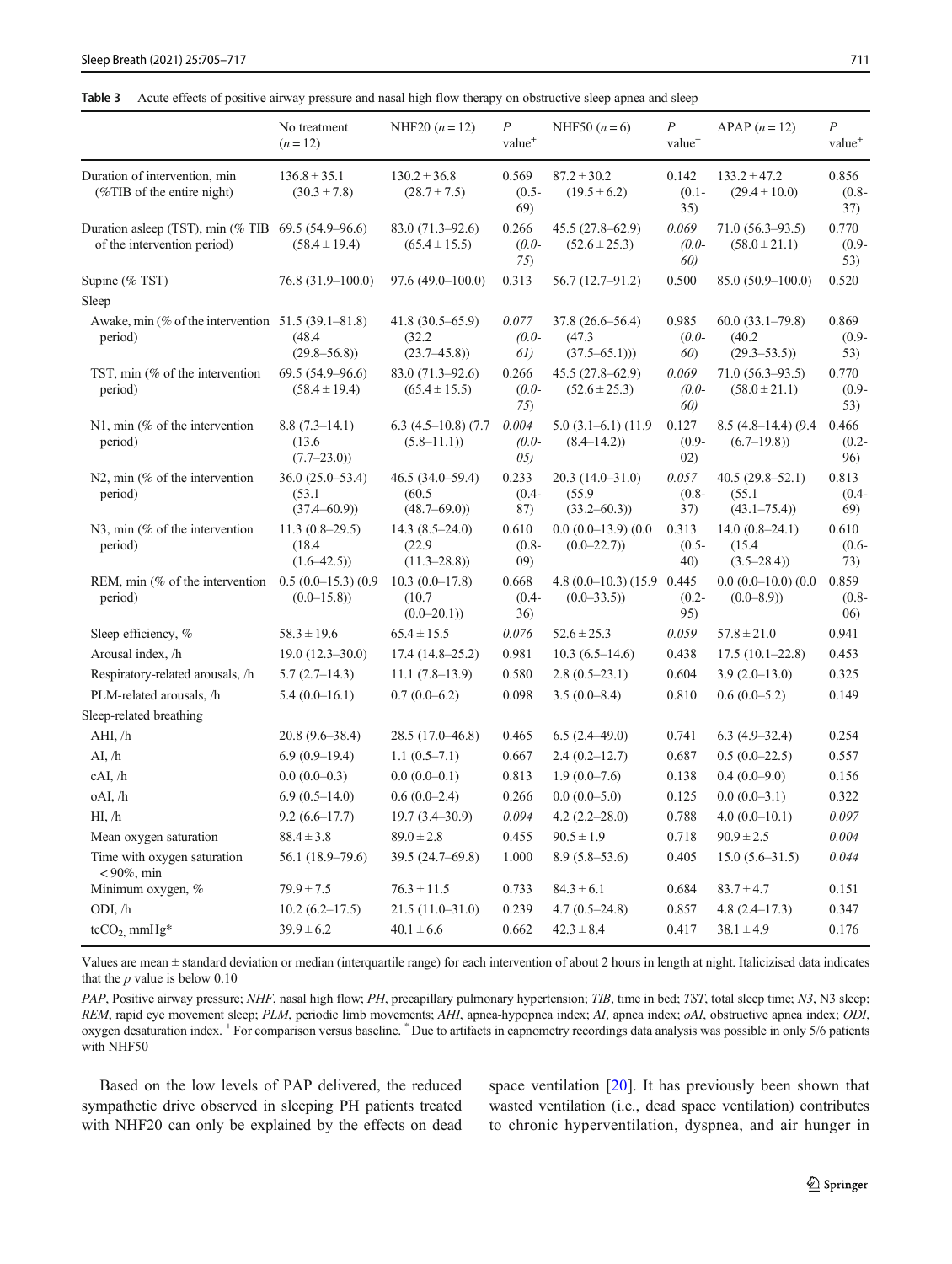**Table 3** Acute effects of positive airway pressure and nasal high flow therapy on obstructive sleep apnea and sleep

| | No treatment (*n* = 12) | NHF20 (*n* = 12) | *P* value[+] | NHF50 (*n* = 6) | *P* value[+] | APAP (*n* = 12) | *P* value[+] |
|---|---|---|---|---|---|---|---|
| Duration of intervention, min (%TIB of the entire night) | 136.8 ± 35.1 (30.3 ± 7.8) | 130.2 ± 36.8 (28.7 ± 7.5) | 0.569 (0.5-69) | 87.2 ± 30.2 (19.5 ± 6.2) | 0.142 (0.1-35) | 133.2 ± 47.2 (29.4 ± 10.0) | 0.856 (0.8-37) |
| Duration asleep (TST), min (% TIB of the intervention period) | 69.5 (54.9–96.6) (58.4 ± 19.4) | 83.0 (71.3–92.6) (65.4 ± 15.5) | 0.266 (0.0-75) | 45.5 (27.8–62.9) (52.6 ± 25.3) | *0.069 (0.0-60)* | 71.0 (56.3–93.5) (58.0 ± 21.1) | 0.770 (0.9-53) |
| Supine (% TST) | 76.8 (31.9–100.0) | 97.6 (49.0–100.0) | 0.313 | 56.7 (12.7–91.2) | 0.500 | 85.0 (50.9–100.0) | 0.520 |
| Sleep | | | | | | | |
| Awake, min (% of the intervention period) | 51.5 (39.1–81.8) (48.4 (29.8–56.8)) | 41.8 (30.5–65.9) (32.2 (23.7–45.8)) | *0.077 (0.0-61)* | 37.8 (26.6–56.4) (47.3 (37.5–65.1))) | 0.985 (0.0-60) | 60.0 (33.1–79.8) (40.2 (29.3–53.5)) | 0.869 (0.9-53) |
| TST, min (% of the intervention period) | 69.5 (54.9–96.6) (58.4 ± 19.4) | 83.0 (71.3–92.6) (65.4 ± 15.5) | 0.266 (0.0-75) | 45.5 (27.8–62.9) (52.6 ± 25.3) | *0.069 (0.0-60)* | 71.0 (56.3–93.5) (58.0 ± 21.1) | 0.770 (0.9-53) |
| N1, min (% of the intervention period) | 8.8 (7.3–14.1) (13.6 (7.7–23.0)) | 6.3 (4.5–10.8) (7.7 (5.8–11.1)) | *0.004 (0.0-05)* | 5.0 (3.1–6.1) (11.9 (8.4–14.2)) | 0.127 (0.9-02) | 8.5 (4.8–14.4) (9.4 (6.7–19.8)) | 0.466 (0.2-96) |
| N2, min (% of the intervention period) | 36.0 (25.0–53.4) (53.1 (37.4–60.9)) | 46.5 (34.0–59.4) (60.5 (48.7–69.0)) | 0.233 (0.4-87) | 20.3 (14.0–31.0) (55.9 (33.2–60.3)) | *0.057 (0.8-37)* | 40.5 (29.8–52.1) (55.1 (43.1–75.4)) | 0.813 (0.4-69) |
| N3, min (% of the intervention period) | 11.3 (0.8–29.5) (18.4 (1.6–42.5)) | 14.3 (8.5–24.0) (22.9 (11.3–28.8)) | 0.610 (0.8-09) | 0.0 (0.0–13.9) (0.0 (0.0–22.7)) | 0.313 (0.5-40) | 14.0 (0.8–24.1) (15.4 (3.5–28.4)) | 0.610 (0.6-73) |
| REM, min (% of the intervention period) | 0.5 (0.0–15.3) (0.9 (0.0–15.8)) | 10.3 (0.0–17.8) (10.7 (0.0–20.1)) | 0.668 (0.4-36) | 4.8 (0.0–10.3) (15.9 (0.0–33.5)) | 0.445 (0.2-95) | 0.0 (0.0–10.0) (0.0 (0.0–8.9)) | 0.859 (0.8-06) |
| Sleep efficiency, % | 58.3 ± 19.6 | 65.4 ± 15.5 | *0.076* | 52.6 ± 25.3 | *0.059* | 57.8 ± 21.0 | 0.941 |
| Arousal index, /h | 19.0 (12.3–30.0) | 17.4 (14.8–25.2) | 0.981 | 10.3 (6.5–14.6) | 0.438 | 17.5 (10.1–22.8) | 0.453 |
| Respiratory-related arousals, /h | 5.7 (2.7–14.3) | 11.1 (7.8–13.9) | 0.580 | 2.8 (0.5–23.1) | 0.604 | 3.9 (2.0–13.0) | 0.325 |
| PLM-related arousals, /h | 5.4 (0.0–16.1) | 0.7 (0.0–6.2) | 0.098 | 3.5 (0.0–8.4) | 0.810 | 0.6 (0.0–5.2) | 0.149 |
| Sleep-related breathing | | | | | | | |
| AHI, /h | 20.8 (9.6–38.4) | 28.5 (17.0–46.8) | 0.465 | 6.5 (2.4–49.0) | 0.741 | 6.3 (4.9–32.4) | 0.254 |
| AI, /h | 6.9 (0.9–19.4) | 1.1 (0.5–7.1) | 0.667 | 2.4 (0.2–12.7) | 0.687 | 0.5 (0.0–22.5) | 0.557 |
| cAI, /h | 0.0 (0.0–0.3) | 0.0 (0.0–0.1) | 0.813 | 1.9 (0.0–7.6) | 0.138 | 0.4 (0.0–9.0) | 0.156 |
| oAI, /h | 6.9 (0.5–14.0) | 0.6 (0.0–2.4) | 0.266 | 0.0 (0.0–5.0) | 0.125 | 0.0 (0.0–3.1) | 0.322 |
| HI, /h | 9.2 (6.6–17.7) | 19.7 (3.4–30.9) | *0.094* | 4.2 (2.2–28.0) | 0.788 | 4.0 (0.0–10.1) | *0.097* |
| Mean oxygen saturation | 88.4 ± 3.8 | 89.0 ± 2.8 | 0.455 | 90.5 ± 1.9 | 0.718 | 90.9 ± 2.5 | *0.004* |
| Time with oxygen saturation < 90%, min | 56.1 (18.9–79.6) | 39.5 (24.7–69.8) | 1.000 | 8.9 (5.8–53.6) | 0.405 | 15.0 (5.6–31.5) | *0.044* |
| Minimum oxygen, % | 79.9 ± 7.5 | 76.3 ± 11.5 | 0.733 | 84.3 ± 6.1 | 0.684 | 83.7 ± 4.7 | 0.151 |
| ODI, /h | 10.2 (6.2–17.5) | 21.5 (11.0–31.0) | 0.239 | 4.7 (0.5–24.8) | 0.857 | 4.8 (2.4–17.3) | 0.347 |
| $tcCO_2$, mmHg* | 39.9 ± 6.2 | 40.1 ± 6.6 | 0.662 | 42.3 ± 8.4 | 0.417 | 38.1 ± 4.9 | 0.176 |

Values are mean ± standard deviation or median (interquartile range) for each intervention of about 2 hours in length at night. Italicizised data indicates that the *p* value is below 0.10

*PAP*, Positive airway pressure; *NHF*, nasal high flow; *PH*, precapillary pulmonary hypertension; *TIB*, time in bed; *TST*, total sleep time; *N3*, N3 sleep; *REM*, rapid eye movement sleep; *PLM*, periodic limb movements; *AHI*, apnea-hypopnea index; *AI*, apnea index; *oAI*, obstructive apnea index; *ODI*, oxygen desaturation index. [+] For comparison versus baseline. [*] Due to artifacts in capnometry recordings data analysis was possible in only 5/6 patients with NHF50

Based on the low levels of PAP delivered, the reduced sympathetic drive observed in sleeping PH patients treated with NHF20 can only be explained by the effects on dead space ventilation [20]. It has previously been shown that wasted ventilation (i.e., dead space ventilation) contributes to chronic hyperventilation, dyspnea, and air hunger in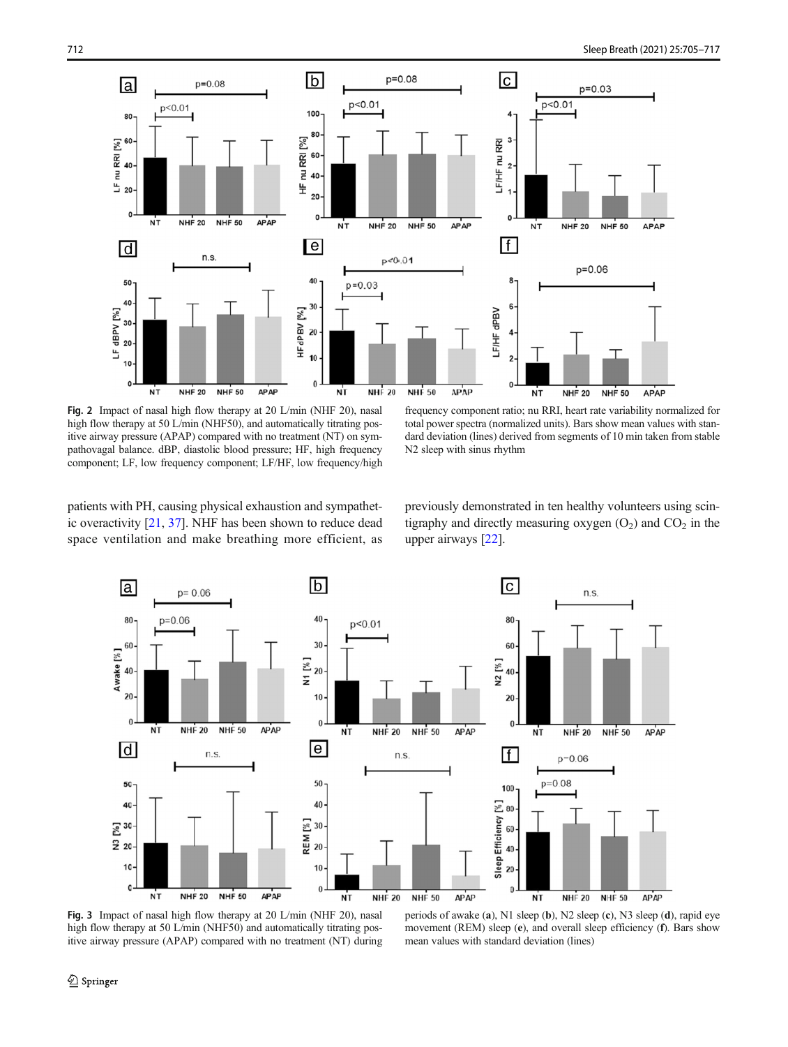**Fig. 2** Impact of nasal high flow therapy at 20 L/min (NHF 20), nasal high flow therapy at 50 L/min (NHF50), and automatically titrating positive airway pressure (APAP) compared with no treatment (NT) on sympathovagal balance. dBP, diastolic blood pressure; HF, high frequency component; LF, low frequency component; LF/HF, low frequency/high frequency component ratio; nu RRI, heart rate variability normalized for total power spectra (normalized units). Bars show mean values with standard deviation (lines) derived from segments of 10 min taken from stable N2 sleep with sinus rhythm

patients with PH, causing physical exhaustion and sympathetic overactivity [21, 37]. NHF has been shown to reduce dead space ventilation and make breathing more efficient, as previously demonstrated in ten healthy volunteers using scintigraphy and directly measuring oxygen ($O_2$) and $CO_2$ in the upper airways [22].

**Fig. 3** Impact of nasal high flow therapy at 20 L/min (NHF 20), nasal high flow therapy at 50 L/min (NHF50) and automatically titrating positive airway pressure (APAP) compared with no treatment (NT) during periods of awake (**a**), N1 sleep (**b**), N2 sleep (**c**), N3 sleep (**d**), rapid eye movement (REM) sleep (**e**), and overall sleep efficiency (**f**). Bars show mean values with standard deviation (lines)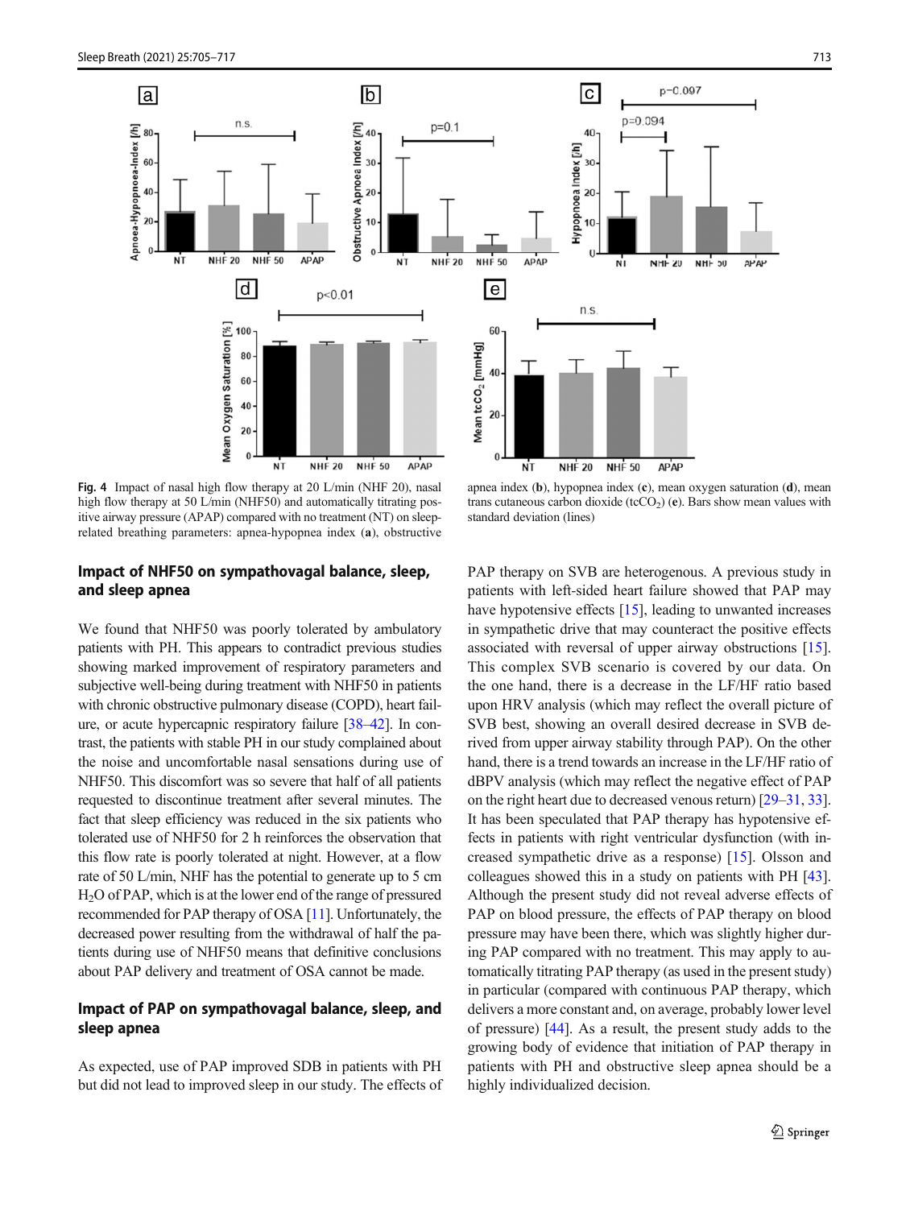**Fig. 4** Impact of nasal high flow therapy at 20 L/min (NHF 20), nasal high flow therapy at 50 L/min (NHF50) and automatically titrating positive airway pressure (APAP) compared with no treatment (NT) on sleep-related breathing parameters: apnea-hypopnea index (**a**), obstructive apnea index (**b**), hypopnea index (**c**), mean oxygen saturation (**d**), mean trans cutaneous carbon dioxide ($tcCO_2$) (**e**). Bars show mean values with standard deviation (lines)

### Impact of NHF50 on sympathovagal balance, sleep, and sleep apnea

We found that NHF50 was poorly tolerated by ambulatory patients with PH. This appears to contradict previous studies showing marked improvement of respiratory parameters and subjective well-being during treatment with NHF50 in patients with chronic obstructive pulmonary disease (COPD), heart failure, or acute hypercapnic respiratory failure [38–42]. In contrast, the patients with stable PH in our study complained about the noise and uncomfortable nasal sensations during use of NHF50. This discomfort was so severe that half of all patients requested to discontinue treatment after several minutes. The fact that sleep efficiency was reduced in the six patients who tolerated use of NHF50 for 2 h reinforces the observation that this flow rate is poorly tolerated at night. However, at a flow rate of 50 L/min, NHF has the potential to generate up to 5 cm $H_2O$ of PAP, which is at the lower end of the range of pressured recommended for PAP therapy of OSA [11]. Unfortunately, the decreased power resulting from the withdrawal of half the patients during use of NHF50 means that definitive conclusions about PAP delivery and treatment of OSA cannot be made.

### Impact of PAP on sympathovagal balance, sleep, and sleep apnea

As expected, use of PAP improved SDB in patients with PH but did not lead to improved sleep in our study. The effects of PAP therapy on SVB are heterogeneous. A previous study in patients with left-sided heart failure showed that PAP may have hypotensive effects [15], leading to unwanted increases in sympathetic drive that may counteract the positive effects associated with reversal of upper airway obstructions [15]. This complex SVB scenario is covered by our data. On the one hand, there is a decrease in the LF/HF ratio based upon HRV analysis (which may reflect the overall picture of SVB best, showing an overall desired decrease in SVB derived from upper airway stability through PAP). On the other hand, there is a trend towards an increase in the LF/HF ratio of dBPV analysis (which may reflect the negative effect of PAP on the right heart due to decreased venous return) [29–31, 33]. It has been speculated that PAP therapy has hypotensive effects in patients with right ventricular dysfunction (with increased sympathetic drive as a response) [15]. Olsson and colleagues showed this in a study on patients with PH [43]. Although the present study did not reveal adverse effects of PAP on blood pressure, the effects of PAP therapy on blood pressure may have been there, which was slightly higher during PAP compared with no treatment. This may apply to automatically titrating PAP therapy (as used in the present study) in particular (compared with continuous PAP therapy, which delivers a more constant and, on average, probably lower level of pressure) [44]. As a result, the present study adds to the growing body of evidence that initiation of PAP therapy in patients with PH and obstructive sleep apnea should be a highly individualized decision.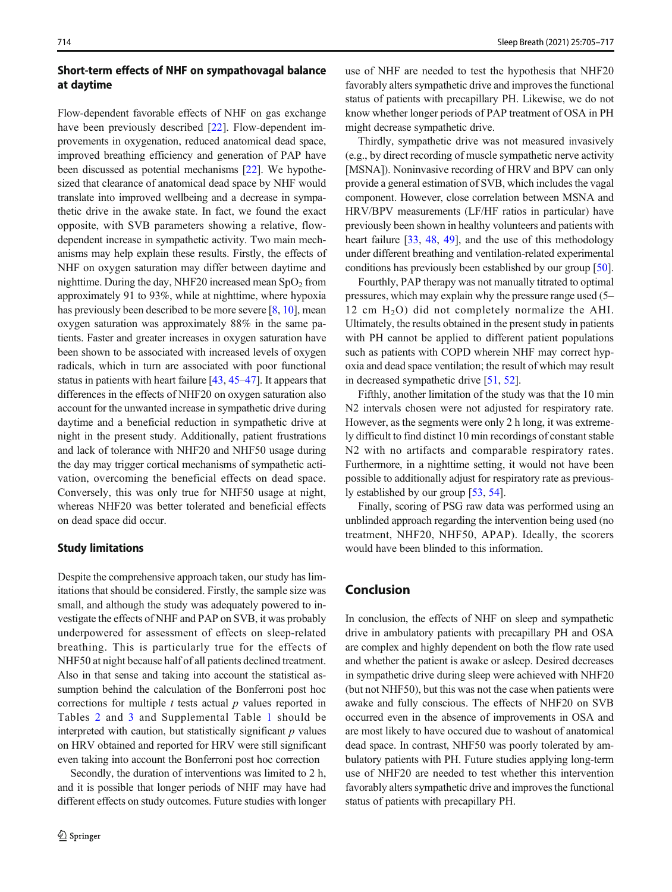### Short-term effects of NHF on sympathovagal balance at daytime

Flow-dependent favorable effects of NHF on gas exchange have been previously described [22]. Flow-dependent improvements in oxygenation, reduced anatomical dead space, improved breathing efficiency and generation of PAP have been discussed as potential mechanisms [22]. We hypothesized that clearance of anatomical dead space by NHF would translate into improved wellbeing and a decrease in sympathetic drive in the awake state. In fact, we found the exact opposite, with SVB parameters showing a relative, flow-dependent increase in sympathetic activity. Two main mechanisms may help explain these results. Firstly, the effects of NHF on oxygen saturation may differ between daytime and nighttime. During the day, NHF20 increased mean $SpO_2$ from approximately 91 to 93%, while at nighttime, where hypoxia has previously been described to be more severe [8, 10], mean oxygen saturation was approximately 88% in the same patients. Faster and greater increases in oxygen saturation have been shown to be associated with increased levels of oxygen radicals, which in turn are associated with poor functional status in patients with heart failure [43, 45–47]. It appears that differences in the effects of NHF20 on oxygen saturation also account for the unwanted increase in sympathetic drive during daytime and a beneficial reduction in sympathetic drive at night in the present study. Additionally, patient frustrations and lack of tolerance with NHF20 and NHF50 usage during the day may trigger cortical mechanisms of sympathetic activation, overcoming the beneficial effects on dead space. Conversely, this was only true for NHF50 usage at night, whereas NHF20 was better tolerated and beneficial effects on dead space did occur.

### Study limitations

Despite the comprehensive approach taken, our study has limitations that should be considered. Firstly, the sample size was small, and although the study was adequately powered to investigate the effects of NHF and PAP on SVB, it was probably underpowered for assessment of effects on sleep-related breathing. This is particularly true for the effects of NHF50 at night because half of all patients declined treatment. Also in that sense and taking into account the statistical assumption behind the calculation of the Bonferroni post hoc corrections for multiple $t$ tests actual $p$ values reported in Tables 2 and 3 and Supplemental Table 1 should be interpreted with caution, but statistically significant $p$ values on HRV obtained and reported for HRV were still significant even taking into account the Bonferroni post hoc correction

Secondly, the duration of interventions was limited to 2 h, and it is possible that longer periods of NHF may have had different effects on study outcomes. Future studies with longer use of NHF are needed to test the hypothesis that NHF20 favorably alters sympathetic drive and improves the functional status of patients with precapillary PH. Likewise, we do not know whether longer periods of PAP treatment of OSA in PH might decrease sympathetic drive.

Thirdly, sympathetic drive was not measured invasively (e.g., by direct recording of muscle sympathetic nerve activity [MSNA]). Noninvasive recording of HRV and BPV can only provide a general estimation of SVB, which includes the vagal component. However, close correlation between MSNA and HRV/BPV measurements (LF/HF ratios in particular) have previously been shown in healthy volunteers and patients with heart failure [33, 48, 49], and the use of this methodology under different breathing and ventilation-related experimental conditions has previously been established by our group [50].

Fourthly, PAP therapy was not manually titrated to optimal pressures, which may explain why the pressure range used (5–12 cm $H_2O$) did not completely normalize the AHI. Ultimately, the results obtained in the present study in patients with PH cannot be applied to different patient populations such as patients with COPD wherein NHF may correct hypoxia and dead space ventilation; the result of which may result in decreased sympathetic drive [51, 52].

Fifthly, another limitation of the study was that the 10 min N2 intervals chosen were not adjusted for respiratory rate. However, as the segments were only 2 h long, it was extremely difficult to find distinct 10 min recordings of constant stable N2 with no artifacts and comparable respiratory rates. Furthermore, in a nighttime setting, it would not have been possible to additionally adjust for respiratory rate as previously established by our group [53, 54].

Finally, scoring of PSG raw data was performed using an unblinded approach regarding the intervention being used (no treatment, NHF20, NHF50, APAP). Ideally, the scorers would have been blinded to this information.

## Conclusion

In conclusion, the effects of NHF on sleep and sympathetic drive in ambulatory patients with precapillary PH and OSA are complex and highly dependent on both the flow rate used and whether the patient is awake or asleep. Desired decreases in sympathetic drive during sleep were achieved with NHF20 (but not NHF50), but this was not the case when patients were awake and fully conscious. The effects of NHF20 on SVB occurred even in the absence of improvements in OSA and are most likely to have occured due to washout of anatomical dead space. In contrast, NHF50 was poorly tolerated by ambulatory patients with PH. Future studies applying long-term use of NHF20 are needed to test whether this intervention favorably alters sympathetic drive and improves the functional status of patients with precapillary PH.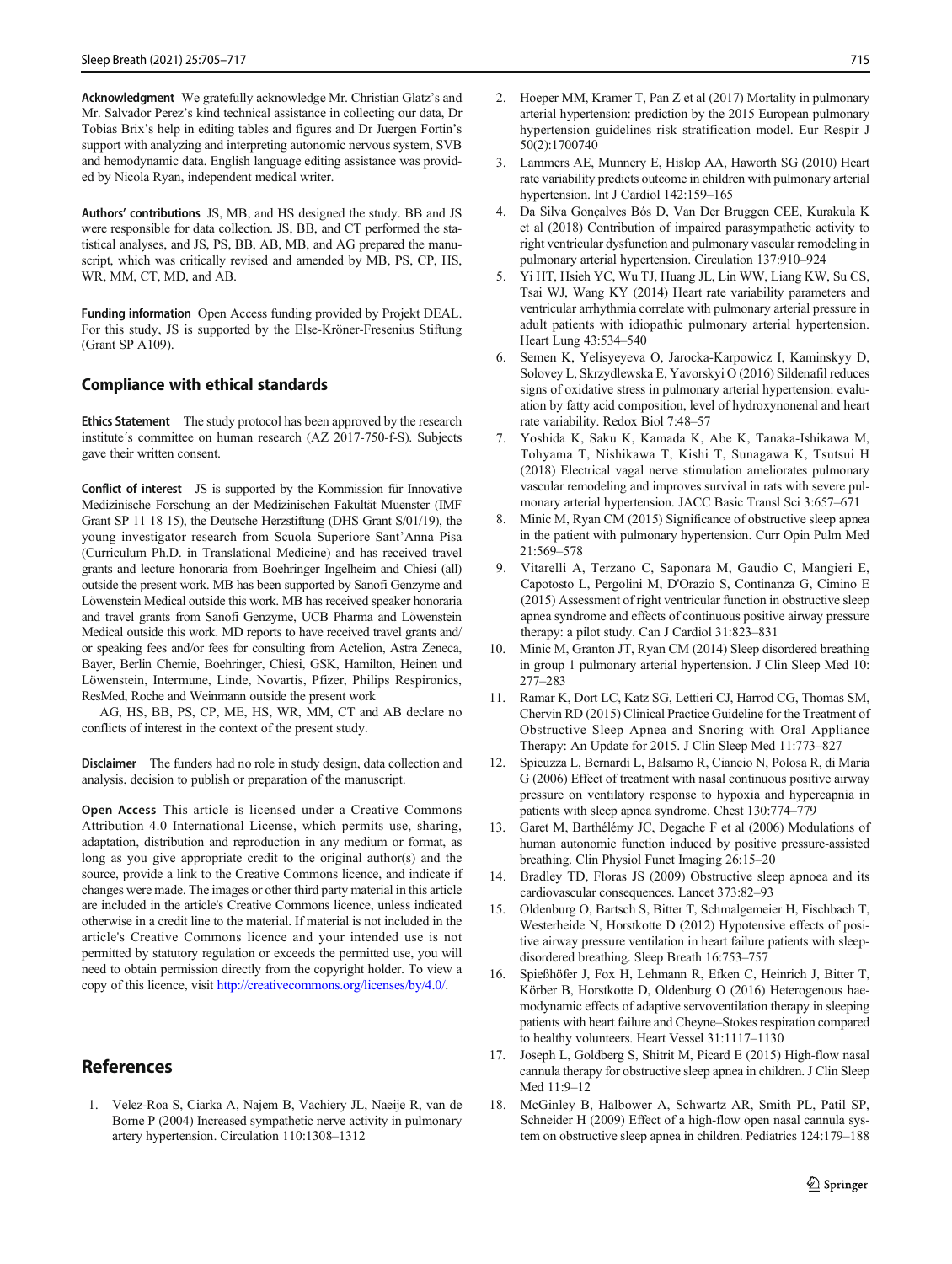**Acknowledgment** We gratefully acknowledge Mr. Christian Glatz's and Mr. Salvador Perez's kind technical assistance in collecting our data, Dr Tobias Brix's help in editing tables and figures and Dr Juergen Fortin's support with analyzing and interpreting autonomic nervous system, SVB and hemodynamic data. English language editing assistance was provided by Nicola Ryan, independent medical writer.

**Authors' contributions** JS, MB, and HS designed the study. BB and JS were responsible for data collection. JS, BB, and CT performed the statistical analyses, and JS, PS, BB, AB, MB, and AG prepared the manuscript, which was critically revised and amended by MB, PS, CP, HS, WR, MM, CT, MD, and AB.

**Funding information** Open Access funding provided by Projekt DEAL. For this study, JS is supported by the Else-Kröner-Fresenius Stiftung (Grant SP A109).

## Compliance with ethical standards

**Ethics Statement** The study protocol has been approved by the research institute´s committee on human research (AZ 2017-750-f-S). Subjects gave their written consent.

**Conflict of interest** JS is supported by the Kommission für Innovative Medizinische Forschung an der Medizinischen Fakultät Muenster (IMF Grant SP 11 18 15), the Deutsche Herzstiftung (DHS Grant S/01/19), the young investigator research from Scuola Superiore Sant'Anna Pisa (Curriculum Ph.D. in Translational Medicine) and has received travel grants and lecture honoraria from Boehringer Ingelheim and Chiesi (all) outside the present work. MB has been supported by Sanofi Genzyme and Löwenstein Medical outside this work. MB has received speaker honoraria and travel grants from Sanofi Genzyme, UCB Pharma and Löwenstein Medical outside this work. MD reports to have received travel grants and/or speaking fees and/or fees for consulting from Actelion, Astra Zeneca, Bayer, Berlin Chemie, Boehringer, Chiesi, GSK, Hamilton, Heinen und Löwenstein, Intermune, Linde, Novartis, Pfizer, Philips Respironics, ResMed, Roche and Weinmann outside the present work

AG, HS, BB, PS, CP, ME, HS, WR, MM, CT and AB declare no conflicts of interest in the context of the present study.

**Disclaimer** The funders had no role in study design, data collection and analysis, decision to publish or preparation of the manuscript.

**Open Access** This article is licensed under a Creative Commons Attribution 4.0 International License, which permits use, sharing, adaptation, distribution and reproduction in any medium or format, as long as you give appropriate credit to the original author(s) and the source, provide a link to the Creative Commons licence, and indicate if changes were made. The images or other third party material in this article are included in the article's Creative Commons licence, unless indicated otherwise in a credit line to the material. If material is not included in the article's Creative Commons licence and your intended use is not permitted by statutory regulation or exceeds the permitted use, you will need to obtain permission directly from the copyright holder. To view a copy of this licence, visit http://creativecommons.org/licenses/by/4.0/.

## References

1. Velez-Roa S, Ciarka A, Najem B, Vachiery JL, Naeije R, van de Borne P (2004) Increased sympathetic nerve activity in pulmonary artery hypertension. Circulation 110:1308–1312
2. Hoeper MM, Kramer T, Pan Z et al (2017) Mortality in pulmonary arterial hypertension: prediction by the 2015 European pulmonary hypertension guidelines risk stratification model. Eur Respir J 50(2):1700740
3. Lammers AE, Munnery E, Hislop AA, Haworth SG (2010) Heart rate variability predicts outcome in children with pulmonary arterial hypertension. Int J Cardiol 142:159–165
4. Da Silva Gonçalves Bós D, Van Der Bruggen CEE, Kurakula K et al (2018) Contribution of impaired parasympathetic activity to right ventricular dysfunction and pulmonary vascular remodeling in pulmonary arterial hypertension. Circulation 137:910–924
5. Yi HT, Hsieh YC, Wu TJ, Huang JL, Lin WW, Liang KW, Su CS, Tsai WJ, Wang KY (2014) Heart rate variability parameters and ventricular arrhythmia correlate with pulmonary arterial pressure in adult patients with idiopathic pulmonary arterial hypertension. Heart Lung 43:534–540
6. Semen K, Yelisyeyeva O, Jarocka-Karpowicz I, Kaminskyy D, Solovey L, Skrzydlewska E, Yavorskyi O (2016) Sildenafil reduces signs of oxidative stress in pulmonary arterial hypertension: evaluation by fatty acid composition, level of hydroxynonenal and heart rate variability. Redox Biol 7:48–57
7. Yoshida K, Saku K, Kamada K, Abe K, Tanaka-Ishikawa M, Tohyama T, Nishikawa T, Kishi T, Sunagawa K, Tsutsui H (2018) Electrical vagal nerve stimulation ameliorates pulmonary vascular remodeling and improves survival in rats with severe pulmonary arterial hypertension. JACC Basic Transl Sci 3:657–671
8. Minic M, Ryan CM (2015) Significance of obstructive sleep apnea in the patient with pulmonary hypertension. Curr Opin Pulm Med 21:569–578
9. Vitarelli A, Terzano C, Saponara M, Gaudio C, Mangieri E, Capotosto L, Pergolini M, D'Orazio S, Continanza G, Cimino E (2015) Assessment of right ventricular function in obstructive sleep apnea syndrome and effects of continuous positive airway pressure therapy: a pilot study. Can J Cardiol 31:823–831
10. Minic M, Granton JT, Ryan CM (2014) Sleep disordered breathing in group 1 pulmonary arterial hypertension. J Clin Sleep Med 10: 277–283
11. Ramar K, Dort LC, Katz SG, Lettieri CJ, Harrod CG, Thomas SM, Chervin RD (2015) Clinical Practice Guideline for the Treatment of Obstructive Sleep Apnea and Snoring with Oral Appliance Therapy: An Update for 2015. J Clin Sleep Med 11:773–827
12. Spicuzza L, Bernardi L, Balsamo R, Ciancio N, Polosa R, di Maria G (2006) Effect of treatment with nasal continuous positive airway pressure on ventilatory response to hypoxia and hypercapnia in patients with sleep apnea syndrome. Chest 130:774–779
13. Garet M, Barthélémy JC, Degache F et al (2006) Modulations of human autonomic function induced by positive pressure-assisted breathing. Clin Physiol Funct Imaging 26:15–20
14. Bradley TD, Floras JS (2009) Obstructive sleep apnoea and its cardiovascular consequences. Lancet 373:82–93
15. Oldenburg O, Bartsch S, Bitter T, Schmalgemeier H, Fischbach T, Westerheide N, Horstkotte D (2012) Hypotensive effects of positive airway pressure ventilation in heart failure patients with sleep-disordered breathing. Sleep Breath 16:753–757
16. Spießhöfer J, Fox H, Lehmann R, Efken C, Heinrich J, Bitter T, Körber B, Horstkotte D, Oldenburg O (2016) Heterogenous haemodynamic effects of adaptive servoventilation therapy in sleeping patients with heart failure and Cheyne–Stokes respiration compared to healthy volunteers. Heart Vessel 31:1117–1130
17. Joseph L, Goldberg S, Shitrit M, Picard E (2015) High-flow nasal cannula therapy for obstructive sleep apnea in children. J Clin Sleep Med 11:9–12
18. McGinley B, Halbower A, Schwartz AR, Smith PL, Patil SP, Schneider H (2009) Effect of a high-flow open nasal cannula system on obstructive sleep apnea in children. Pediatrics 124:179–188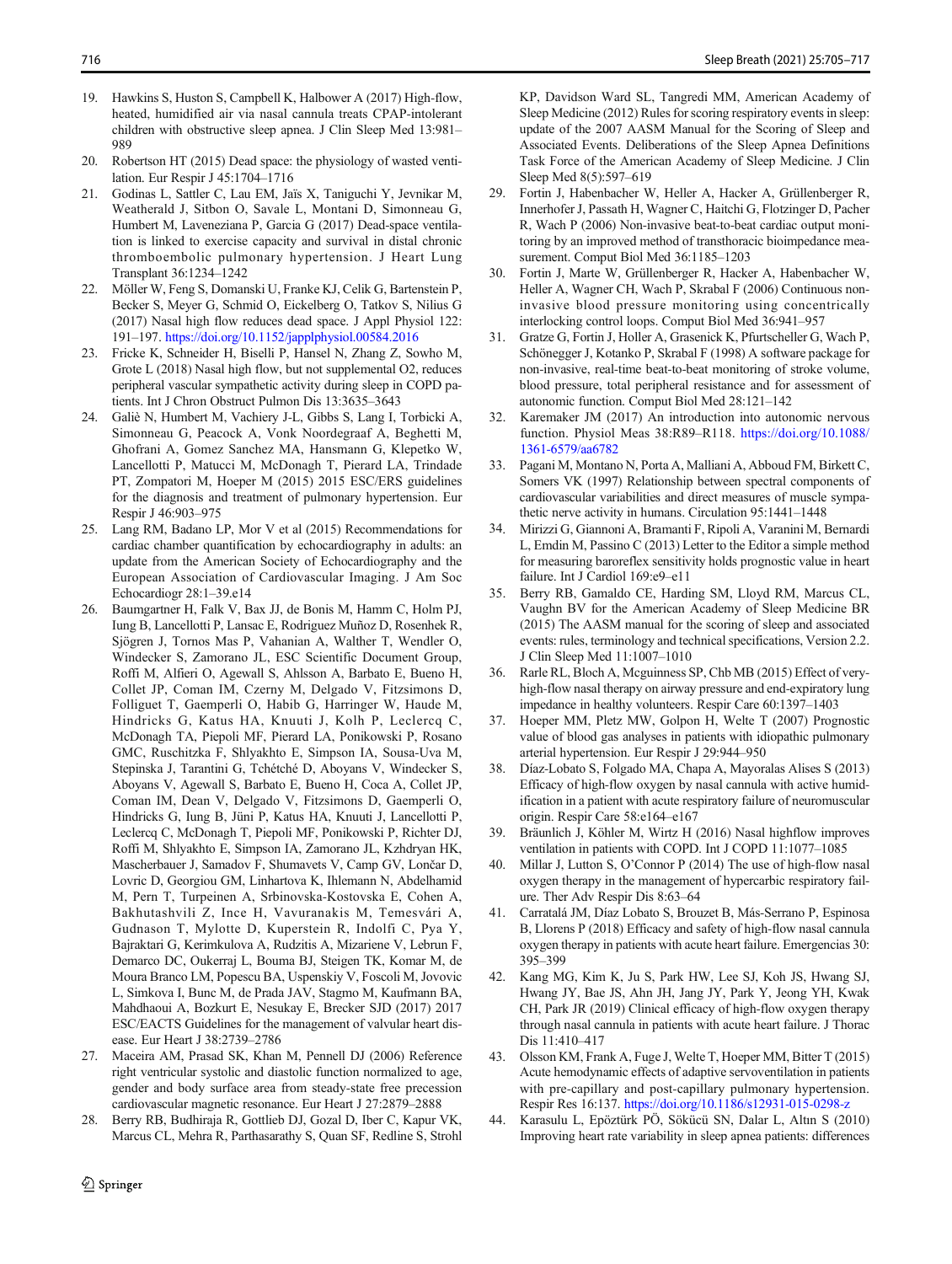19. Hawkins S, Huston S, Campbell K, Halbower A (2017) High-flow, heated, humidified air via nasal cannula treats CPAP-intolerant children with obstructive sleep apnea. J Clin Sleep Med 13:981–989
20. Robertson HT (2015) Dead space: the physiology of wasted ventilation. Eur Respir J 45:1704–1716
21. Godinas L, Sattler C, Lau EM, Jaïs X, Taniguchi Y, Jevnikar M, Weatherald J, Sitbon O, Savale L, Montani D, Simonneau G, Humbert M, Laveneziana P, Garcia G (2017) Dead-space ventilation is linked to exercise capacity and survival in distal chronic thromboembolic pulmonary hypertension. J Heart Lung Transplant 36:1234–1242
22. Möller W, Feng S, Domanski U, Franke KJ, Celik G, Bartenstein P, Becker S, Meyer G, Schmid O, Eickelberg O, Tatkov S, Nilius G (2017) Nasal high flow reduces dead space. J Appl Physiol 122: 191–197. https://doi.org/10.1152/japplphysiol.00584.2016
23. Fricke K, Schneider H, Biselli P, Hansel N, Zhang Z, Sowho M, Grote L (2018) Nasal high flow, but not supplemental O2, reduces peripheral vascular sympathetic activity during sleep in COPD patients. Int J Chron Obstruct Pulmon Dis 13:3635–3643
24. Galiè N, Humbert M, Vachiery J-L, Gibbs S, Lang I, Torbicki A, Simonneau G, Peacock A, Vonk Noordegraaf A, Beghetti M, Ghofrani A, Gomez Sanchez MA, Hansmann G, Klepetko W, Lancellotti P, Matucci M, McDonagh T, Pierard LA, Trindade PT, Zompatori M, Hoeper M (2015) 2015 ESC/ERS guidelines for the diagnosis and treatment of pulmonary hypertension. Eur Respir J 46:903–975
25. Lang RM, Badano LP, Mor V et al (2015) Recommendations for cardiac chamber quantification by echocardiography in adults: an update from the American Society of Echocardiography and the European Association of Cardiovascular Imaging. J Am Soc Echocardiogr 28:1–39.e14
26. Baumgartner H, Falk V, Bax JJ, de Bonis M, Hamm C, Holm PJ, Iung B, Lancellotti P, Lansac E, Rodriguez Muñoz D, Rosenhek R, Sjögren J, Tornos Mas P, Vahanian A, Walther T, Wendler O, Windecker S, Zamorano JL, ESC Scientific Document Group, Roffi M, Alfieri O, Agewall S, Ahlsson A, Barbato E, Bueno H, Collet JP, Coman IM, Czerny M, Delgado V, Fitzsimons D, Folliguet T, Gaemperli O, Habib G, Harringer W, Haude M, Hindricks G, Katus HA, Knuuti J, Kolh P, Leclercq C, McDonagh TA, Piepoli MF, Pierard LA, Ponikowski P, Rosano GMC, Ruschitzka F, Shlyakhto E, Simpson IA, Sousa-Uva M, Stepinska J, Tarantini G, Tchétché D, Aboyans V, Windecker S, Aboyans V, Agewall S, Barbato E, Bueno H, Coca A, Collet JP, Coman IM, Dean V, Delgado V, Fitzsimons D, Gaemperli O, Hindricks G, Iung B, Jüni P, Katus HA, Knuuti J, Lancellotti P, Leclercq C, McDonagh T, Piepoli MF, Ponikowski P, Richter DJ, Roffi M, Shlyakhto E, Simpson IA, Zamorano JL, Kzhdryan HK, Mascherbauer J, Samadov F, Shumavets V, Camp GV, Lončar D, Lovric D, Georgiou GM, Linhartova K, Ihlemann N, Abdelhamid M, Pern T, Turpeinen A, Srbinovska-Kostovska E, Cohen A, Bakhutashvili Z, Ince H, Vavuranakis M, Temesvári A, Gudnason T, Mylotte D, Kuperstein R, Indolfi C, Pya Y, Bajraktari G, Kerimkulova A, Rudzitis A, Mizariene V, Lebrun F, Demarco DC, Oukerraj L, Bouma BJ, Steigen TK, Komar M, de Moura Branco LM, Popescu BA, Uspenskiy V, Foscoli M, Jovovic L, Simkova I, Bunc M, de Prada JAV, Stagmo M, Kaufmann BA, Mahdhaoui A, Bozkurt E, Nesukay E, Brecker SJD (2017) 2017 ESC/EACTS Guidelines for the management of valvular heart disease. Eur Heart J 38:2739–2786
27. Maceira AM, Prasad SK, Khan M, Pennell DJ (2006) Reference right ventricular systolic and diastolic function normalized to age, gender and body surface area from steady-state free precession cardiovascular magnetic resonance. Eur Heart J 27:2879–2888
28. Berry RB, Budhiraja R, Gottlieb DJ, Gozal D, Iber C, Kapur VK, Marcus CL, Mehra R, Parthasarathy S, Quan SF, Redline S, Strohl KP, Davidson Ward SL, Tangredi MM, American Academy of Sleep Medicine (2012) Rules for scoring respiratory events in sleep: update of the 2007 AASM Manual for the Scoring of Sleep and Associated Events. Deliberations of the Sleep Apnea Definitions Task Force of the American Academy of Sleep Medicine. J Clin Sleep Med 8(5):597–619
29. Fortin J, Habenbacher W, Heller A, Hacker A, Grüllenberger R, Innerhofer J, Passath H, Wagner C, Haitchi G, Flotzinger D, Pacher R, Wach P (2006) Non-invasive beat-to-beat cardiac output monitoring by an improved method of transthoracic bioimpedance measurement. Comput Biol Med 36:1185–1203
30. Fortin J, Marte W, Grüllenberger R, Hacker A, Habenbacher W, Heller A, Wagner CH, Wach P, Skrabal F (2006) Continuous non-invasive blood pressure monitoring using concentrically interlocking control loops. Comput Biol Med 36:941–957
31. Gratze G, Fortin J, Holler A, Grasenick K, Pfurtscheller G, Wach P, Schönegger J, Kotanko P, Skrabal F (1998) A software package for non-invasive, real-time beat-to-beat monitoring of stroke volume, blood pressure, total peripheral resistance and for assessment of autonomic function. Comput Biol Med 28:121–142
32. Karemaker JM (2017) An introduction into autonomic nervous function. Physiol Meas 38:R89–R118. https://doi.org/10.1088/1361-6579/aa6782
33. Pagani M, Montano N, Porta A, Malliani A, Abboud FM, Birkett C, Somers VK (1997) Relationship between spectral components of cardiovascular variabilities and direct measures of muscle sympathetic nerve activity in humans. Circulation 95:1441–1448
34. Mirizzi G, Giannoni A, Bramanti F, Ripoli A, Varanini M, Bernardi L, Emdin M, Passino C (2013) Letter to the Editor a simple method for measuring baroreflex sensitivity holds prognostic value in heart failure. Int J Cardiol 169:e9–e11
35. Berry RB, Gamaldo CE, Harding SM, Lloyd RM, Marcus CL, Vaughn BV for the American Academy of Sleep Medicine BR (2015) The AASM manual for the scoring of sleep and associated events: rules, terminology and technical specifications, Version 2.2. J Clin Sleep Med 11:1007–1010
36. Rarle RL, Bloch A, Mcguinness SP, Chb MB (2015) Effect of very-high-flow nasal therapy on airway pressure and end-expiratory lung impedance in healthy volunteers. Respir Care 60:1397–1403
37. Hoeper MM, Pletz MW, Golpon H, Welte T (2007) Prognostic value of blood gas analyses in patients with idiopathic pulmonary arterial hypertension. Eur Respir J 29:944–950
38. Díaz-Lobato S, Folgado MA, Chapa A, Mayoralas Alises S (2013) Efficacy of high-flow oxygen by nasal cannula with active humidification in a patient with acute respiratory failure of neuromuscular origin. Respir Care 58:e164–e167
39. Bräunlich J, Köhler M, Wirtz H (2016) Nasal highflow improves ventilation in patients with COPD. Int J COPD 11:1077–1085
40. Millar J, Lutton S, O'Connor P (2014) The use of high-flow nasal oxygen therapy in the management of hypercarbic respiratory failure. Ther Adv Respir Dis 8:63–64
41. Carratalá JM, Díaz Lobato S, Brouzet B, Más-Serrano P, Espinosa B, Llorens P (2018) Efficacy and safety of high-flow nasal cannula oxygen therapy in patients with acute heart failure. Emergencias 30: 395–399
42. Kang MG, Kim K, Ju S, Park HW, Lee SJ, Koh JS, Hwang SJ, Hwang JY, Bae JS, Ahn JH, Jang JY, Park Y, Jeong YH, Kwak CH, Park JR (2019) Clinical efficacy of high-flow oxygen therapy through nasal cannula in patients with acute heart failure. J Thorac Dis 11:410–417
43. Olsson KM, Frank A, Fuge J, Welte T, Hoeper MM, Bitter T (2015) Acute hemodynamic effects of adaptive servoventilation in patients with pre-capillary and post-capillary pulmonary hypertension. Respir Res 16:137. https://doi.org/10.1186/s12931-015-0298-z
44. Karasulu L, Epöztürk PÖ, Sökücü SN, Dalar L, Altın S (2010) Improving heart rate variability in sleep apnea patients: differences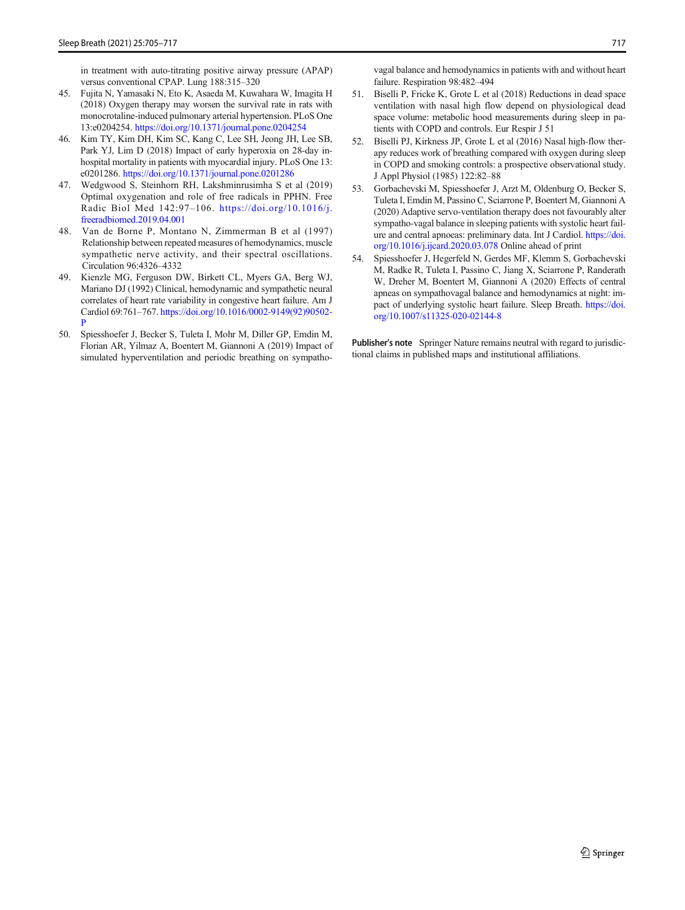in treatment with auto-titrating positive airway pressure (APAP) versus conventional CPAP. Lung 188:315–320

45. Fujita N, Yamasaki N, Eto K, Asaeda M, Kuwahara W, Imagita H (2018) Oxygen therapy may worsen the survival rate in rats with monocrotaline-induced pulmonary arterial hypertension. PLoS One 13:e0204254. https://doi.org/10.1371/journal.pone.0204254
46. Kim TY, Kim DH, Kim SC, Kang C, Lee SH, Jeong JH, Lee SB, Park YJ, Lim D (2018) Impact of early hyperoxia on 28-day in-hospital mortality in patients with myocardial injury. PLoS One 13: e0201286. https://doi.org/10.1371/journal.pone.0201286
47. Wedgwood S, Steinhorn RH, Lakshminrusimha S et al (2019) Optimal oxygenation and role of free radicals in PPHN. Free Radic Biol Med 142:97–106. https://doi.org/10.1016/j.freeradbiomed.2019.04.001
48. Van de Borne P, Montano N, Zimmerman B et al (1997) Relationship between repeated measures of hemodynamics, muscle sympathetic nerve activity, and their spectral oscillations. Circulation 96:4326–4332
49. Kienzle MG, Ferguson DW, Birkett CL, Myers GA, Berg WJ, Mariano DJ (1992) Clinical, hemodynamic and sympathetic neural correlates of heart rate variability in congestive heart failure. Am J Cardiol 69:761–767. https://doi.org/10.1016/0002-9149(92)90502-P
50. Spiesshoefer J, Becker S, Tuleta I, Mohr M, Diller GP, Emdin M, Florian AR, Yilmaz A, Boentert M, Giannoni A (2019) Impact of simulated hyperventilation and periodic breathing on sympatho-vagal balance and hemodynamics in patients with and without heart failure. Respiration 98:482–494
51. Biselli P, Fricke K, Grote L et al (2018) Reductions in dead space ventilation with nasal high flow depend on physiological dead space volume: metabolic hood measurements during sleep in patients with COPD and controls. Eur Respir J 51
52. Biselli PJ, Kirkness JP, Grote L et al (2016) Nasal high-flow therapy reduces work of breathing compared with oxygen during sleep in COPD and smoking controls: a prospective observational study. J Appl Physiol (1985) 122:82–88
53. Gorbachevski M, Spiesshoefer J, Arzt M, Oldenburg O, Becker S, Tuleta I, Emdin M, Passino C, Sciarrone P, Boentert M, Giannoni A (2020) Adaptive servo-ventilation therapy does not favourably alter sympatho-vagal balance in sleeping patients with systolic heart failure and central apnoeas: preliminary data. Int J Cardiol. https://doi.org/10.1016/j.ijcard.2020.03.078 Online ahead of print
54. Spiesshoefer J, Hegerfeld N, Gerdes MF, Klemm S, Gorbachevski M, Radke R, Tuleta I, Passino C, Jiang X, Sciarrone P, Randerath W, Dreher M, Boentert M, Giannoni A (2020) Effects of central apneas on sympathovagal balance and hemodynamics at night: impact of underlying systolic heart failure. Sleep Breath. https://doi.org/10.1007/s11325-020-02144-8

**Publisher's note** Springer Nature remains neutral with regard to jurisdictional claims in published maps and institutional affiliations.